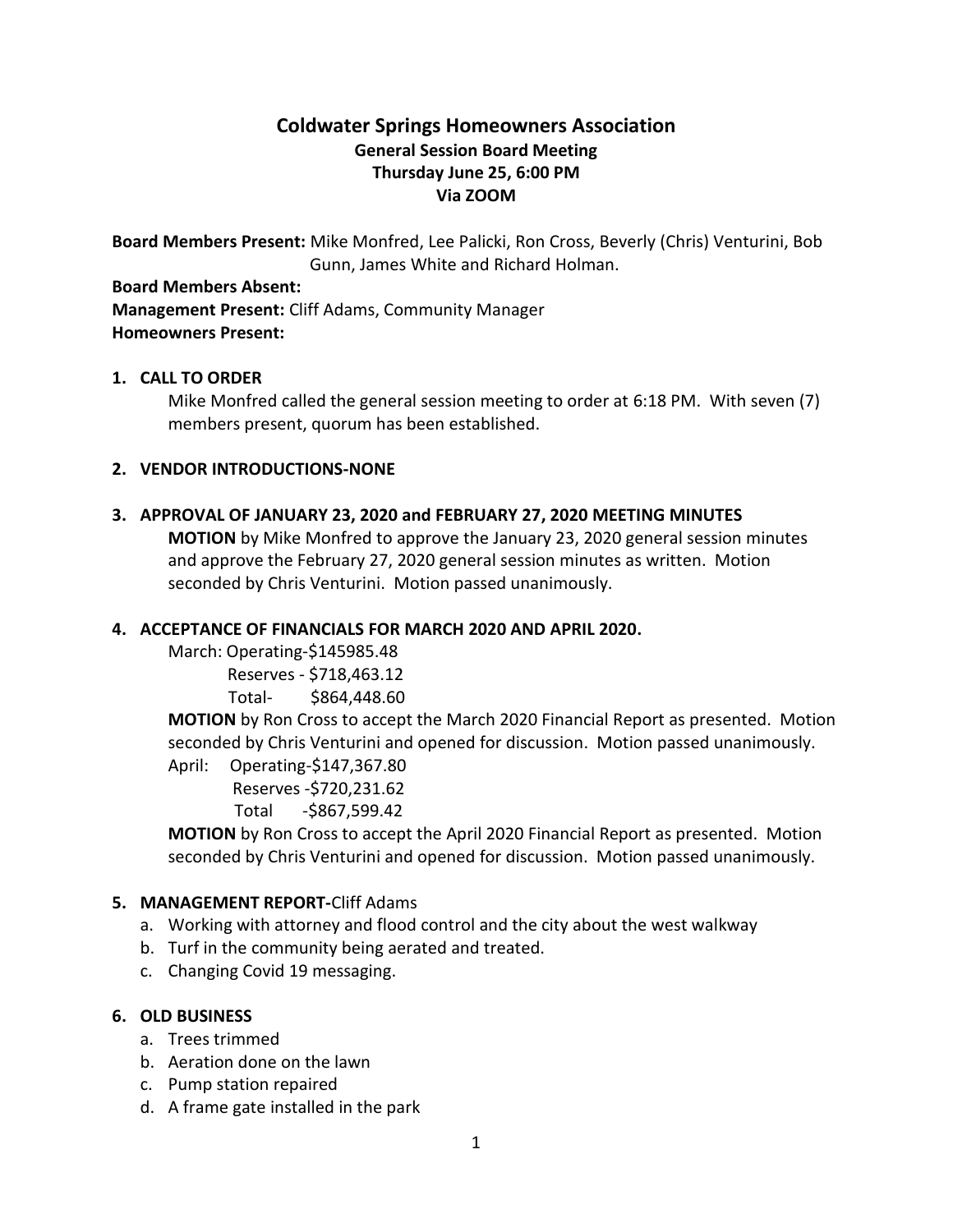# Coldwater Springs Homeowners Association

## General Session Board Meeting
## Thursday June 25, 6:00 PM
## Via ZOOM

**Board Members Present:** Mike Monfred, Lee Palicki, Ron Cross, Beverly (Chris) Venturini, Bob Gunn, James White and Richard Holman.

**Board Members Absent:**

**Management Present:** Cliff Adams, Community Manager

**Homeowners Present:**

1. **CALL TO ORDER**

   Mike Monfred called the general session meeting to order at 6:18 PM. With seven (7) members present, quorum has been established.

2. **VENDOR INTRODUCTIONS-NONE**

3. **APPROVAL OF JANUARY 23, 2020 and FEBRUARY 27, 2020 MEETING MINUTES**

   **MOTION** by Mike Monfred to approve the January 23, 2020 general session minutes and approve the February 27, 2020 general session minutes as written. Motion seconded by Chris Venturini. Motion passed unanimously.

4. **ACCEPTANCE OF FINANCIALS FOR MARCH 2020 AND APRIL 2020.**

   March: Operating-$145985.48
   Reserves - $718,463.12
   Total- $864,448.60

   **MOTION** by Ron Cross to accept the March 2020 Financial Report as presented. Motion seconded by Chris Venturini and opened for discussion. Motion passed unanimously.

   April: Operating-$147,367.80
   Reserves -$720,231.62
   Total -$867,599.42

   **MOTION** by Ron Cross to accept the April 2020 Financial Report as presented. Motion seconded by Chris Venturini and opened for discussion. Motion passed unanimously.

5. **MANAGEMENT REPORT-**Cliff Adams

   a. Working with attorney and flood control and the city about the west walkway
   b. Turf in the community being aerated and treated.
   c. Changing Covid 19 messaging.

6. **OLD BUSINESS**

   a. Trees trimmed
   b. Aeration done on the lawn
   c. Pump station repaired
   d. A frame gate installed in the park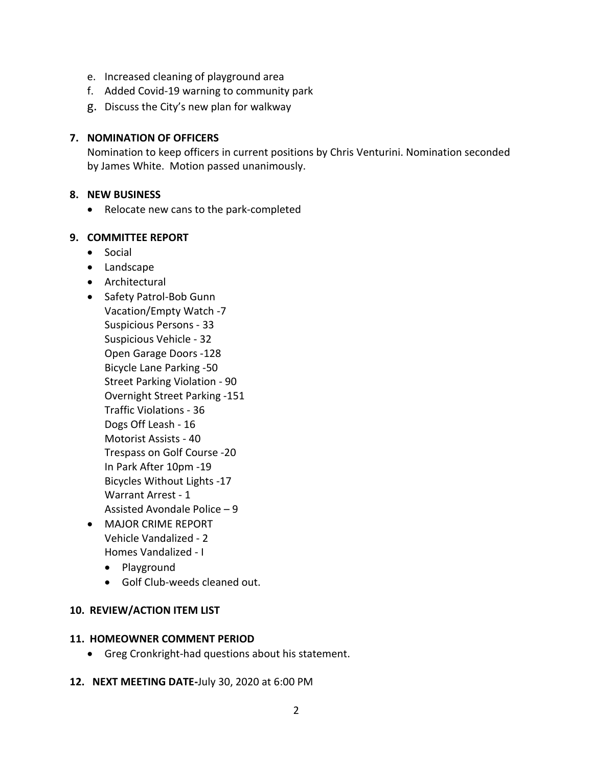e. Increased cleaning of playground area
f. Added Covid-19 warning to community park
g. Discuss the City's new plan for walkway

**7. NOMINATION OF OFFICERS**

Nomination to keep officers in current positions by Chris Venturini. Nomination seconded by James White. Motion passed unanimously.

**8. NEW BUSINESS**

- Relocate new cans to the park-completed

**9. COMMITTEE REPORT**

- Social
- Landscape
- Architectural
- Safety Patrol-Bob Gunn
  Vacation/Empty Watch -7
  Suspicious Persons - 33
  Suspicious Vehicle - 32
  Open Garage Doors -128
  Bicycle Lane Parking -50
  Street Parking Violation - 90
  Overnight Street Parking -151
  Traffic Violations - 36
  Dogs Off Leash - 16
  Motorist Assists - 40
  Trespass on Golf Course -20
  In Park After 10pm -19
  Bicycles Without Lights -17
  Warrant Arrest - 1
  Assisted Avondale Police – 9
- MAJOR CRIME REPORT
  Vehicle Vandalized - 2
  Homes Vandalized - I
  - Playground
  - Golf Club-weeds cleaned out.

**10. REVIEW/ACTION ITEM LIST**

**11. HOMEOWNER COMMENT PERIOD**

- Greg Cronkright-had questions about his statement.

**12. NEXT MEETING DATE-**July 30, 2020 at 6:00 PM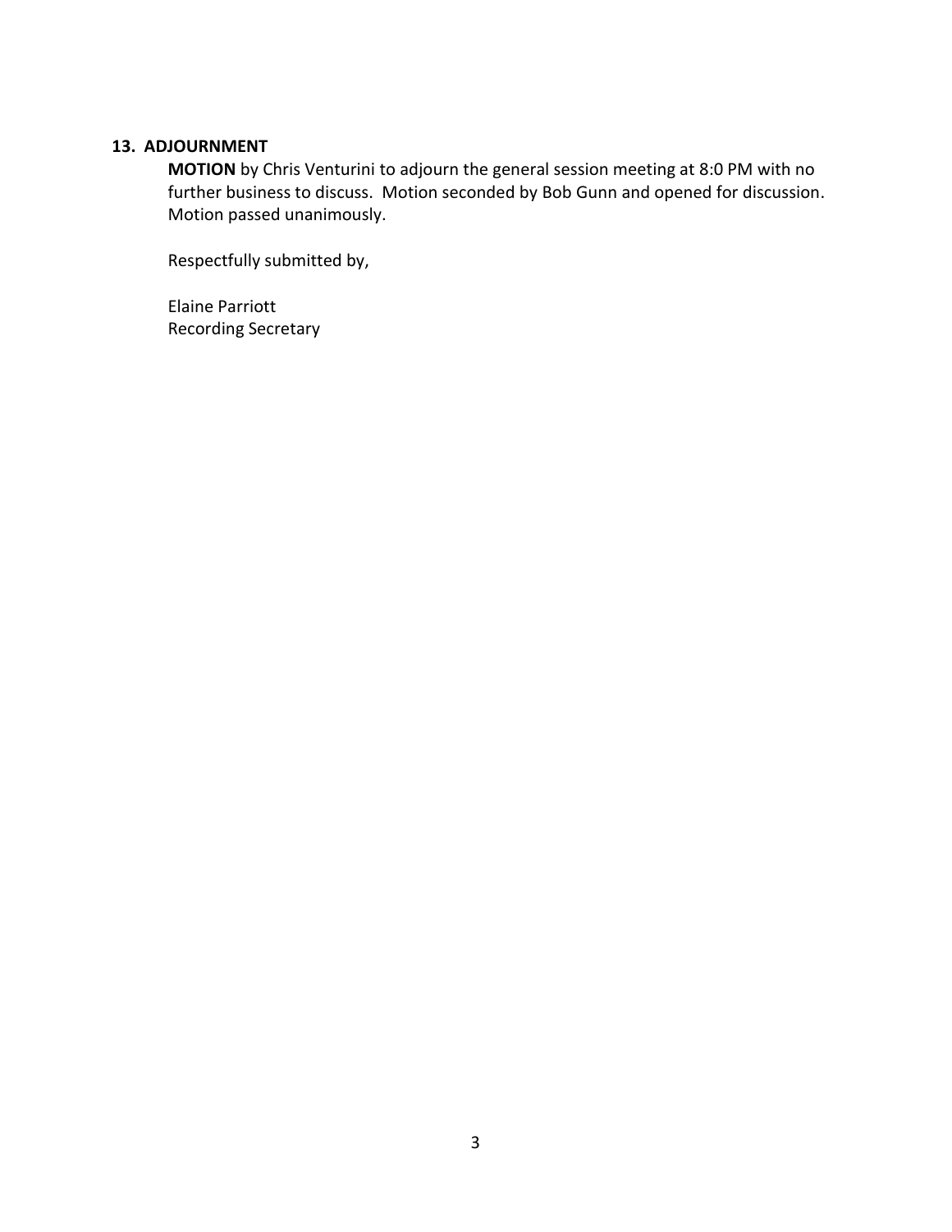**13. ADJOURNMENT**

**MOTION** by Chris Venturini to adjourn the general session meeting at 8:0 PM with no further business to discuss. Motion seconded by Bob Gunn and opened for discussion. Motion passed unanimously.

Respectfully submitted by,

Elaine Parriott
Recording Secretary